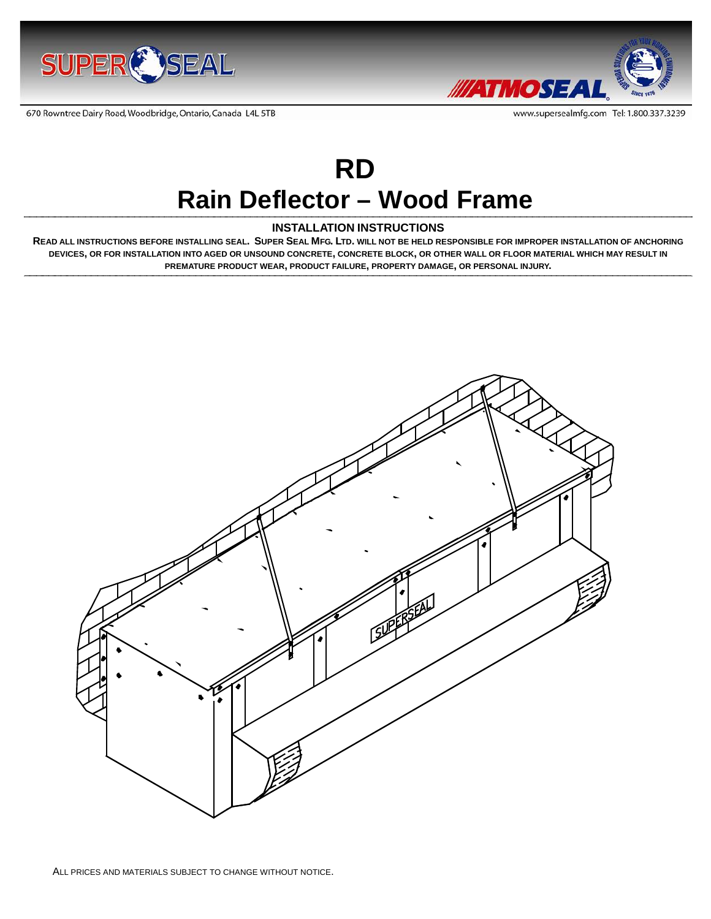670 Rowntree Dairy Road, Woodbridge, Ontario, Canada L4L 5TB

www.supersealmfg.com Tel: 1.800.337.3239

# RD
# Rain Deflector – Wood Frame

## INSTALLATION INSTRUCTIONS

**READ ALL INSTRUCTIONS BEFORE INSTALLING SEAL. SUPER SEAL MFG. LTD. WILL NOT BE HELD RESPONSIBLE FOR IMPROPER INSTALLATION OF ANCHORING DEVICES, OR FOR INSTALLATION INTO AGED OR UNSOUND CONCRETE, CONCRETE BLOCK, OR OTHER WALL OR FLOOR MATERIAL WHICH MAY RESULT IN PREMATURE PRODUCT WEAR, PRODUCT FAILURE, PROPERTY DAMAGE, OR PERSONAL INJURY.**

SUPERSEAL

ALL PRICES AND MATERIALS SUBJECT TO CHANGE WITHOUT NOTICE.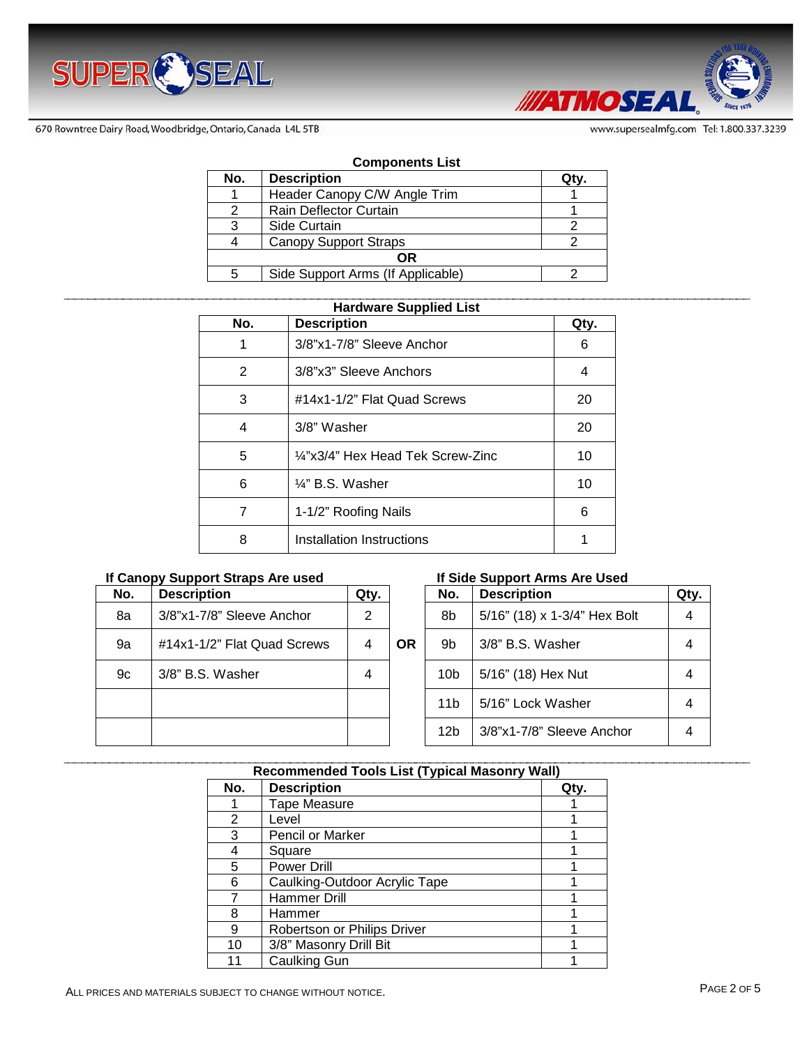### Components List

| No. | Description | Qty. |
|---|---|---|
| 1 | Header Canopy C/W Angle Trim | 1 |
| 2 | Rain Deflector Curtain | 1 |
| 3 | Side Curtain | 2 |
| 4 | Canopy Support Straps | 2 |
| | **OR** | |
| 5 | Side Support Arms (If Applicable) | 2 |

### Hardware Supplied List

| No. | Description | Qty. |
|---|---|---|
| 1 | 3/8"x1-7/8" Sleeve Anchor | 6 |
| 2 | 3/8"x3" Sleeve Anchors | 4 |
| 3 | #14x1-1/2" Flat Quad Screws | 20 |
| 4 | 3/8" Washer | 20 |
| 5 | ¼"x3/4" Hex Head Tek Screw-Zinc | 10 |
| 6 | ¼" B.S. Washer | 10 |
| 7 | 1-1/2" Roofing Nails | 6 |
| 8 | Installation Instructions | 1 |

**If Canopy Support Straps Are used**

| No. | Description | Qty. |
|---|---|---|
| 8a | 3/8"x1-7/8" Sleeve Anchor | 2 |
| 9a | #14x1-1/2" Flat Quad Screws | 4 |
| 9c | 3/8" B.S. Washer | 4 |
| | | |
| | | |

**OR**

**If Side Support Arms Are Used**

| No. | Description | Qty. |
|---|---|---|
| 8b | 5/16" (18) x 1-3/4" Hex Bolt | 4 |
| 9b | 3/8" B.S. Washer | 4 |
| 10b | 5/16" (18) Hex Nut | 4 |
| 11b | 5/16" Lock Washer | 4 |
| 12b | 3/8"x1-7/8" Sleeve Anchor | 4 |

### Recommended Tools List (Typical Masonry Wall)

| No. | Description | Qty. |
|---|---|---|
| 1 | Tape Measure | 1 |
| 2 | Level | 1 |
| 3 | Pencil or Marker | 1 |
| 4 | Square | 1 |
| 5 | Power Drill | 1 |
| 6 | Caulking-Outdoor Acrylic Tape | 1 |
| 7 | Hammer Drill | 1 |
| 8 | Hammer | 1 |
| 9 | Robertson or Philips Driver | 1 |
| 10 | 3/8" Masonry Drill Bit | 1 |
| 11 | Caulking Gun | 1 |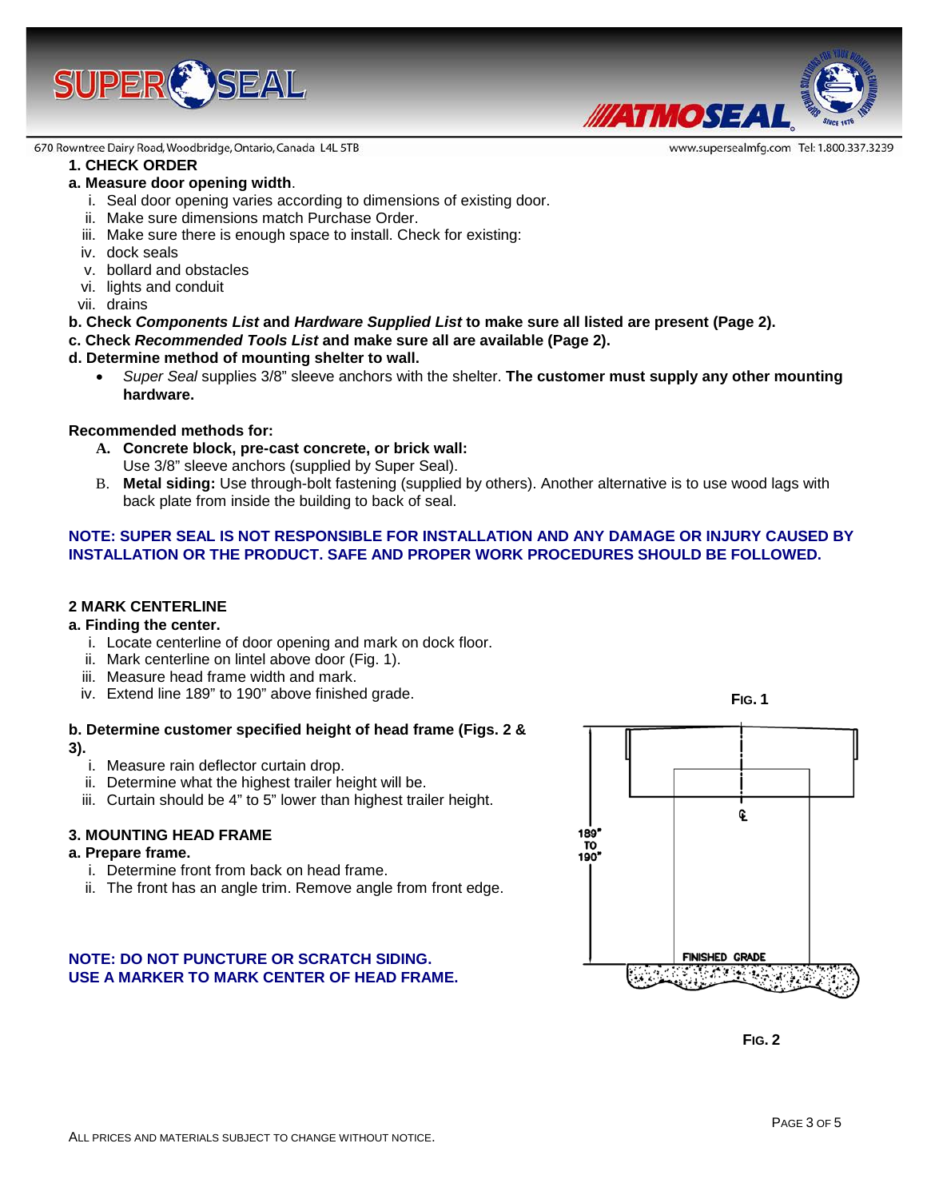**1. CHECK ORDER**

**a. Measure door opening width**.

i. Seal door opening varies according to dimensions of existing door.
ii. Make sure dimensions match Purchase Order.
iii. Make sure there is enough space to install. Check for existing:
iv. dock seals
v. bollard and obstacles
vi. lights and conduit
vii. drains

**b. Check *Components List* and *Hardware Supplied List* to make sure all listed are present (Page 2).**

**c. Check *Recommended Tools List* and make sure all are available (Page 2).**

**d. Determine method of mounting shelter to wall.**

- *Super Seal* supplies 3/8" sleeve anchors with the shelter. **The customer must supply any other mounting hardware.**

**Recommended methods for:**

A. **Concrete block, pre-cast concrete, or brick wall:** Use 3/8" sleeve anchors (supplied by Super Seal).
B. **Metal siding:** Use through-bolt fastening (supplied by others). Another alternative is to use wood lags with back plate from inside the building to back of seal.

**NOTE: SUPER SEAL IS NOT RESPONSIBLE FOR INSTALLATION AND ANY DAMAGE OR INJURY CAUSED BY INSTALLATION OR THE PRODUCT. SAFE AND PROPER WORK PROCEDURES SHOULD BE FOLLOWED.**

**2 MARK CENTERLINE**

**a. Finding the center.**

i. Locate centerline of door opening and mark on dock floor.
ii. Mark centerline on lintel above door (Fig. 1).
iii. Measure head frame width and mark.
iv. Extend line 189" to 190" above finished grade.

**b. Determine customer specified height of head frame (Figs. 2 & 3).**

i. Measure rain deflector curtain drop.
ii. Determine what the highest trailer height will be.
iii. Curtain should be 4" to 5" lower than highest trailer height.

**3. MOUNTING HEAD FRAME**

**a. Prepare frame.**

i. Determine front from back on head frame.
ii. The front has an angle trim. Remove angle from front edge.

**NOTE: DO NOT PUNCTURE OR SCRATCH SIDING.**
**USE A MARKER TO MARK CENTER OF HEAD FRAME.**

FIG. 1

189" TO 190"

FINISHED GRADE

FIG. 2

ALL PRICES AND MATERIALS SUBJECT TO CHANGE WITHOUT NOTICE.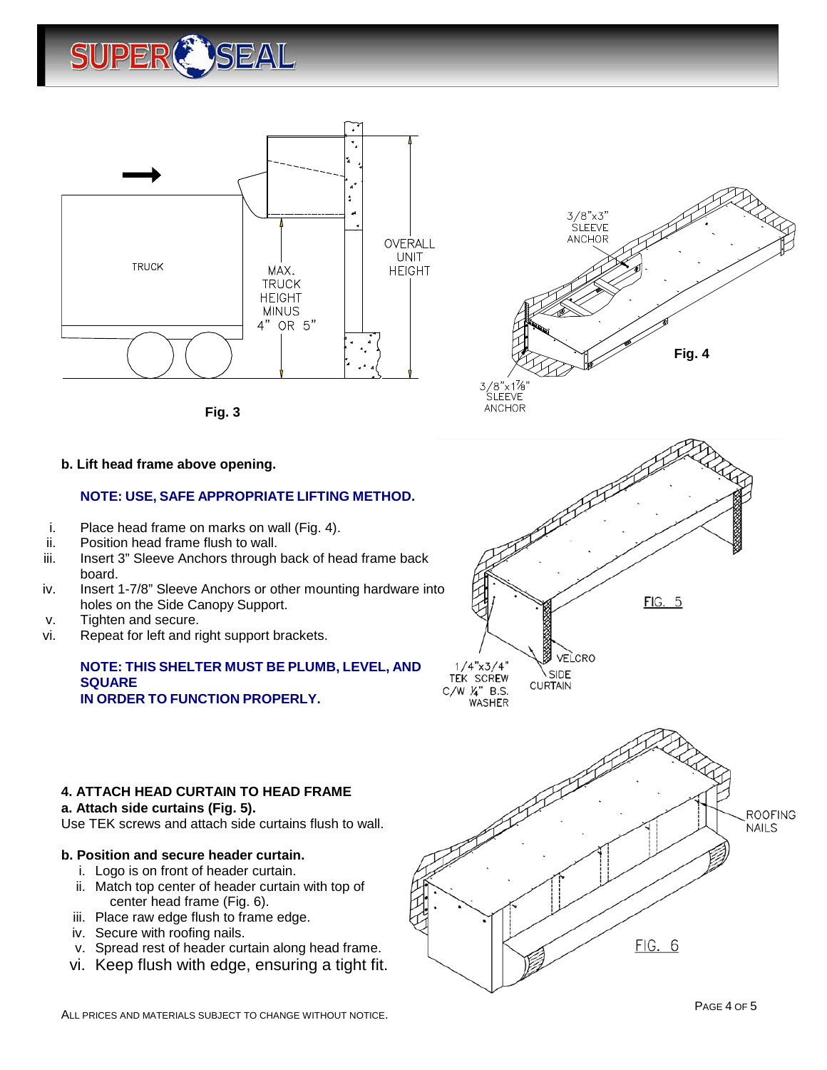TRUCK

MAX. TRUCK HEIGHT MINUS 4" OR 5"

OVERALL UNIT HEIGHT

Fig. 3

3/8"x3" SLEEVE ANCHOR

3/8"x1⅞" SLEEVE ANCHOR

Fig. 4

**b. Lift head frame above opening.**

**NOTE: USE, SAFE APPROPRIATE LIFTING METHOD.**

i. Place head frame on marks on wall (Fig. 4).
ii. Position head frame flush to wall.
iii. Insert 3" Sleeve Anchors through back of head frame back board.
iv. Insert 1-7/8" Sleeve Anchors or other mounting hardware into holes on the Side Canopy Support.
v. Tighten and secure.
vi. Repeat for left and right support brackets.

**NOTE: THIS SHELTER MUST BE PLUMB, LEVEL, AND SQUARE IN ORDER TO FUNCTION PROPERLY.**

FIG. 5

1/4"x3/4" TEK SCREW C/W ¼" B.S. WASHER

VELCRO

SIDE CURTAIN

**4. ATTACH HEAD CURTAIN TO HEAD FRAME**

**a. Attach side curtains (Fig. 5).**

Use TEK screws and attach side curtains flush to wall.

**b. Position and secure header curtain.**

i. Logo is on front of header curtain.
ii. Match top center of header curtain with top of center head frame (Fig. 6).
iii. Place raw edge flush to frame edge.
iv. Secure with roofing nails.
v. Spread rest of header curtain along head frame.
vi. Keep flush with edge, ensuring a tight fit.

ROOFING NAILS

FIG. 6

ALL PRICES AND MATERIALS SUBJECT TO CHANGE WITHOUT NOTICE.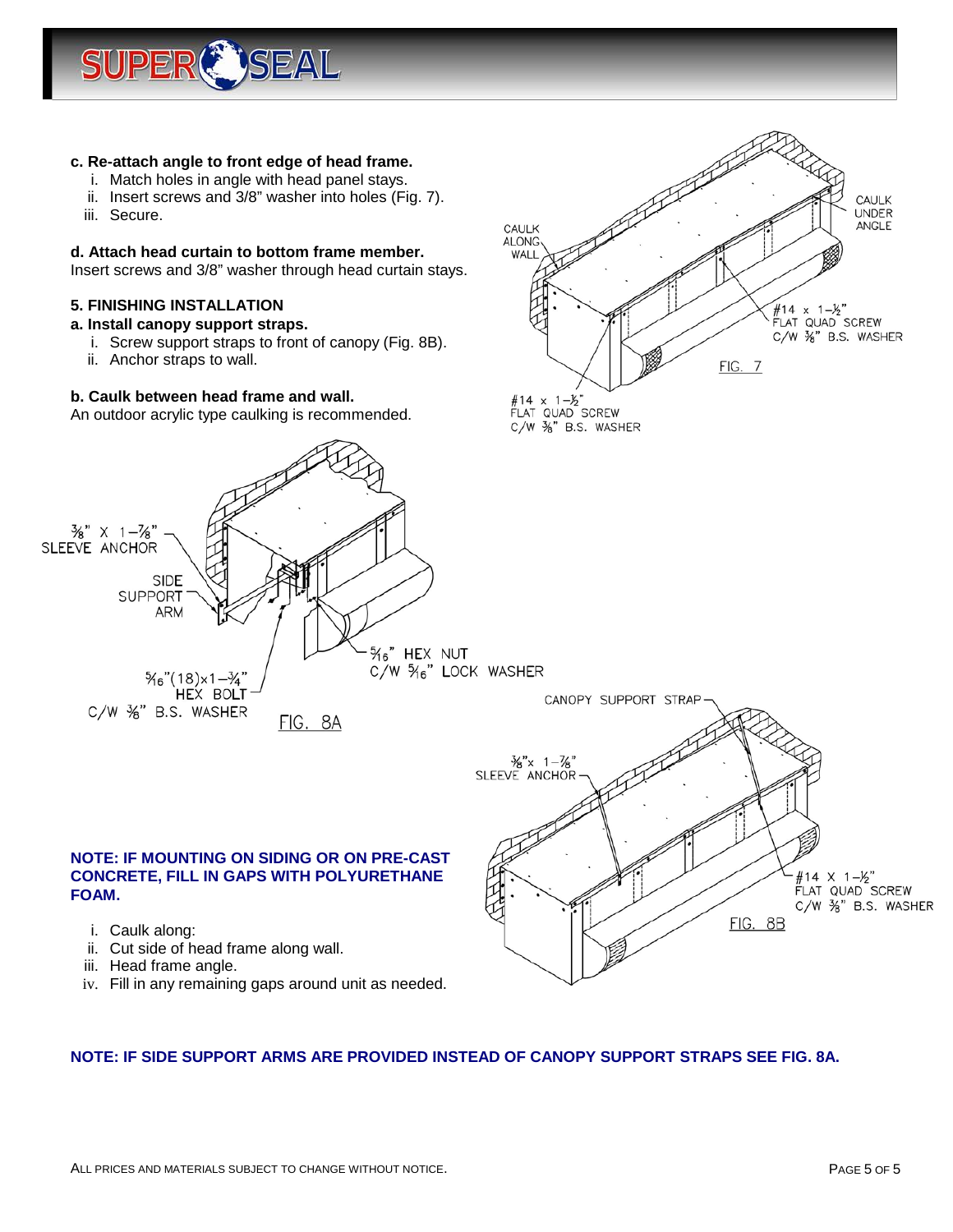**c. Re-attach angle to front edge of head frame.**

i. Match holes in angle with head panel stays.
ii. Insert screws and 3/8" washer into holes (Fig. 7).
iii. Secure.

**d. Attach head curtain to bottom frame member.**

Insert screws and 3/8" washer through head curtain stays.

**5. FINISHING INSTALLATION**

**a. Install canopy support straps.**

i. Screw support straps to front of canopy (Fig. 8B).
ii. Anchor straps to wall.

**b. Caulk between head frame and wall.**

An outdoor acrylic type caulking is recommended.

CAULK ALONG WALL

CAULK UNDER ANGLE

#14 x 1-½" FLAT QUAD SCREW C/W ⅜" B.S. WASHER

FIG. 7

#14 x 1-½" FLAT QUAD SCREW C/W ⅜" B.S. WASHER

⅜" X 1-⅞" SLEEVE ANCHOR

SIDE SUPPORT ARM

5/16" HEX NUT C/W 5/16" LOCK WASHER

5/16"(18)x1-¾" HEX BOLT C/W ⅜" B.S. WASHER

FIG. 8A

CANOPY SUPPORT STRAP

⅜"x 1-⅞" SLEEVE ANCHOR

#14 X 1-½" FLAT QUAD SCREW C/W ⅜" B.S. WASHER

FIG. 8B

**NOTE: IF MOUNTING ON SIDING OR ON PRE-CAST CONCRETE, FILL IN GAPS WITH POLYURETHANE FOAM.**

i. Caulk along:
ii. Cut side of head frame along wall.
iii. Head frame angle.
iv. Fill in any remaining gaps around unit as needed.

**NOTE: IF SIDE SUPPORT ARMS ARE PROVIDED INSTEAD OF CANOPY SUPPORT STRAPS SEE FIG. 8A.**

ALL PRICES AND MATERIALS SUBJECT TO CHANGE WITHOUT NOTICE.